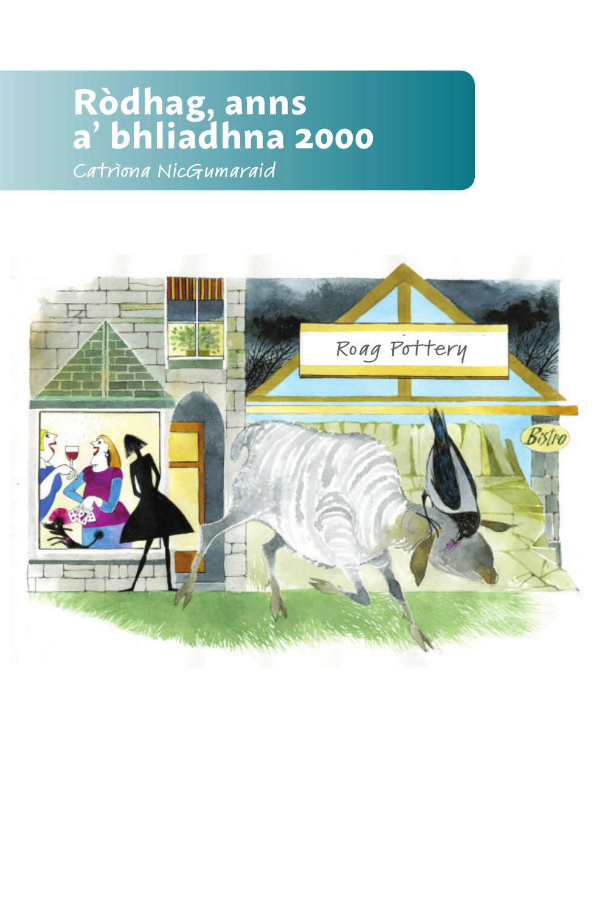# Ròdhag, anns a' bhliadhna 2000

*Catrìona NicGumaraid*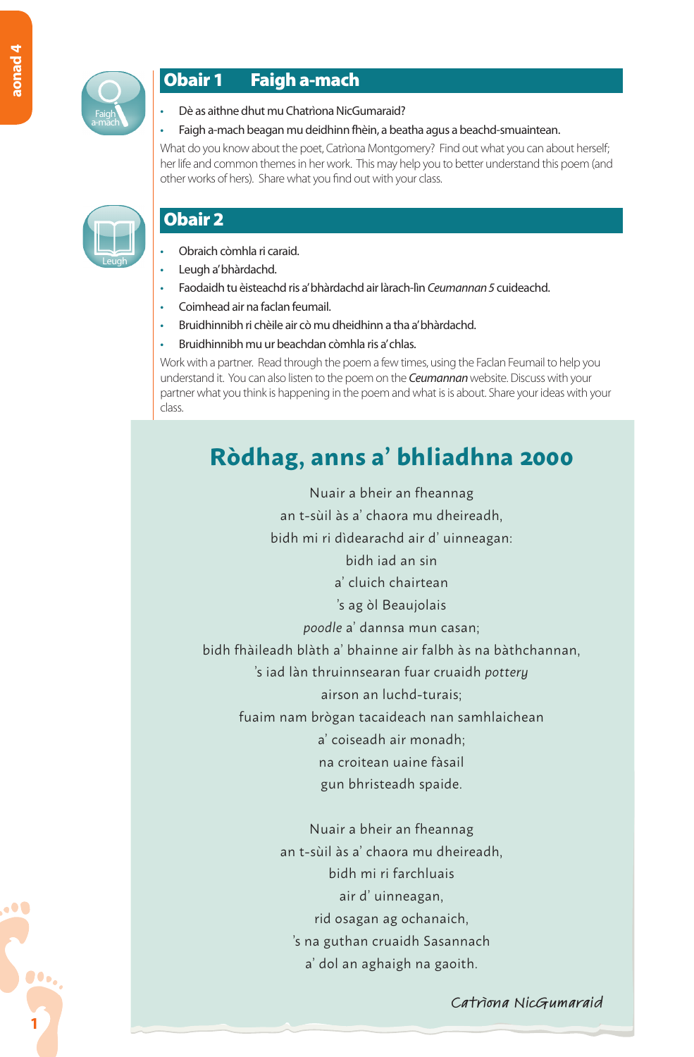## Obair 1 Faigh a-mach

- Dè as aithne dhut mu Chatrìona NicGumaraid?
- Faigh a-mach beagan mu deidhinn fhèin, a beatha agus a beachd-smuaintean.

What do you know about the poet, Catrìona Montgomery? Find out what you can about herself; her life and common themes in her work. This may help you to better understand this poem (and other works of hers). Share what you find out with your class.

## Obair 2

- Obraich còmhla ri caraid.
- Leugh a' bhàrdachd.
- Faodaidh tu èisteachd ris a' bhàrdachd air làrach-lìn *Ceumannan 5* cuideachd.
- Coimhead air na faclan feumail.
- Bruidhinnibh ri chèile air cò mu dheidhinn a tha a' bhàrdachd.
- Bruidhinnibh mu ur beachdan còmhla ris a' chlas.

Work with a partner. Read through the poem a few times, using the Faclan Feumail to help you understand it. You can also listen to the poem on the ***Ceumannan*** website. Discuss with your partner what you think is happening in the poem and what is is about. Share your ideas with your class.

# Ròdhag, anns a' bhliadhna 2000

Nuair a bheir an fheannag  
an t-sùil às a' chaora mu dheireadh,  
bidh mi ri dìdearachd air d' uinneagan:  
bidh iad an sin  
a' cluich chairtean  
's ag òl Beaujolais  
*poodle* a' dannsa mun casan;  
bidh fhàileadh blàth a' bhainne air falbh às na bàthchannan,  
's iad làn thruinnsearan fuar cruaidh *pottery*  
airson an luchd-turais;  
fuaim nam brògan tacaideach nan samhlaichean  
a' coiseadh air monadh;  
na croitean uaine fàsail  
gun bhristeadh spaide.

Nuair a bheir an fheannag  
an t-sùil às a' chaora mu dheireadh,  
bidh mi ri farchluais  
air d' uinneagan,  
rid osagan ag ochanaich,  
's na guthan cruaidh Sasannach  
a' dol an aghaigh na gaoith.

*Catrìona NicGumaraid*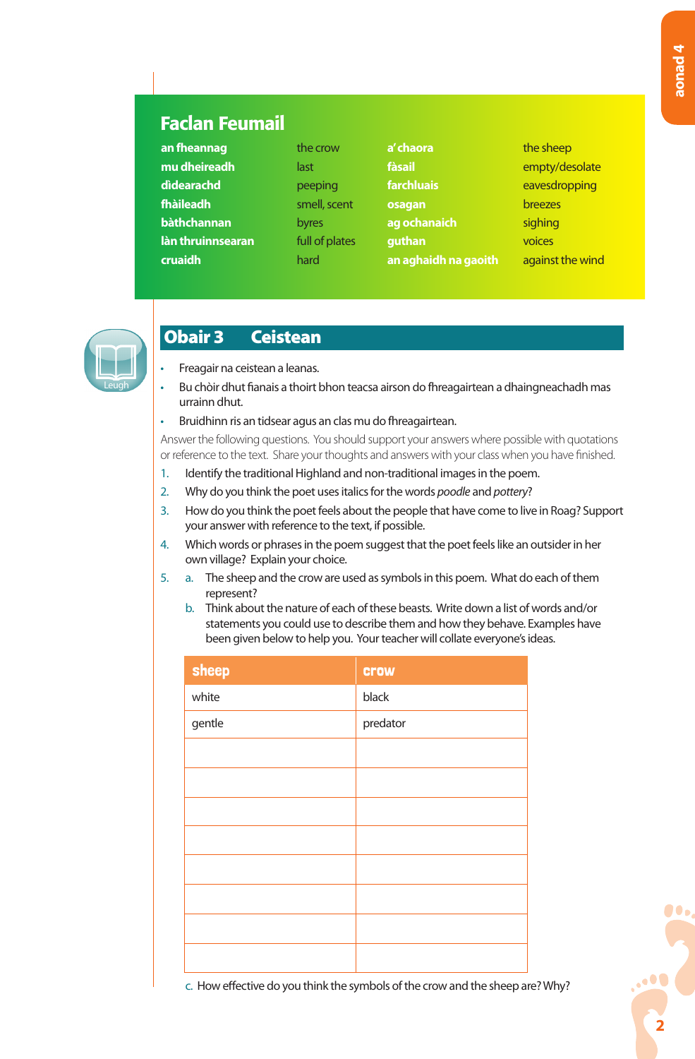## Faclan Feumail

| | | | |
|---|---|---|---|
| **an fheannag** | the crow | **a' chaora** | the sheep |
| **mu dheireadh** | last | **fàsail** | empty/desolate |
| **dìdearachd** | peeping | **farchluais** | eavesdropping |
| **fhàileadh** | smell, scent | **osagan** | breezes |
| **bàthchannan** | byres | **ag ochanaich** | sighing |
| **làn thruinnsearan** | full of plates | **guthan** | voices |
| **cruaidh** | hard | **an aghaidh na gaoith** | against the wind |

## Obair 3 Ceistean

Leugh

- Freagair na ceistean a leanas.
- Bu chòir dhut fianais a thoirt bhon teacsa airson do fhreagairtean a dhaingneachadh mas urrainn dhut.
- Bruidhinn ris an tidsear agus an clas mu do fhreagairtean.

Answer the following questions. You should support your answers where possible with quotations or reference to the text. Share your thoughts and answers with your class when you have finished.

1. Identify the traditional Highland and non-traditional images in the poem.
2. Why do you think the poet uses italics for the words *poodle* and *pottery*?
3. How do you think the poet feels about the people that have come to live in Roag? Support your answer with reference to the text, if possible.
4. Which words or phrases in the poem suggest that the poet feels like an outsider in her own village? Explain your choice.
5. a. The sheep and the crow are used as symbols in this poem. What do each of them represent?

   b. Think about the nature of each of these beasts. Write down a list of words and/or statements you could use to describe them and how they behave. Examples have been given below to help you. Your teacher will collate everyone's ideas.

| sheep | crow |
|---|---|
| white | black |
| gentle | predator |
| | |
| | |
| | |
| | |
| | |
| | |
| | |
| | |

   c. How effective do you think the symbols of the crow and the sheep are? Why?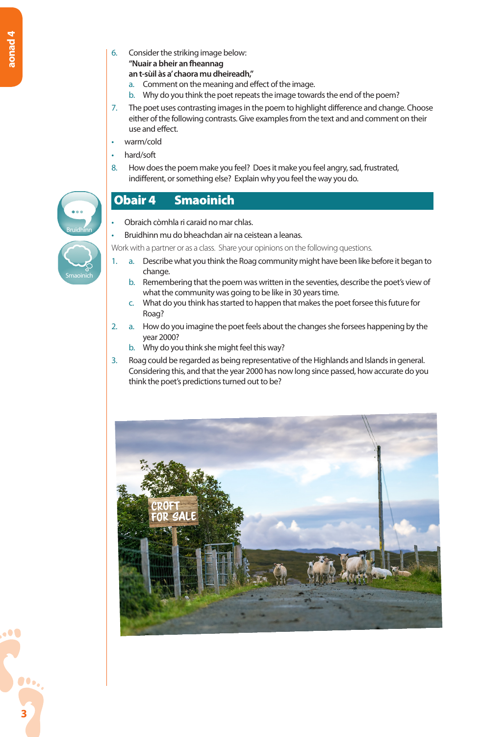6. Consider the striking image below:
   **"Nuair a bheir an fheannag**
   **an t-sùil às a' chaora mu dheireadh,"**
   a. Comment on the meaning and effect of the image.
   b. Why do you think the poet repeats the image towards the end of the poem?
7. The poet uses contrasting images in the poem to highlight difference and change. Choose either of the following contrasts. Give examples from the text and and comment on their use and effect.

- warm/cold
- hard/soft

8. How does the poem make you feel? Does it make you feel angry, sad, frustrated, indifferent, or something else? Explain why you feel the way you do.

## Obair 4 Smaoinich

Bruidhinn

Smaoinich

- Obraich còmhla ri caraid no mar chlas.
- Bruidhinn mu do bheachdan air na ceistean a leanas.

Work with a partner or as a class. Share your opinions on the following questions.

1. a. Describe what you think the Roag community might have been like before it began to change.
   b. Remembering that the poem was written in the seventies, describe the poet's view of what the community was going to be like in 30 years time.
   c. What do you think has started to happen that makes the poet forsee this future for Roag?
2. a. How do you imagine the poet feels about the changes she forsees happening by the year 2000?
   b. Why do you think she might feel this way?
3. Roag could be regarded as being representative of the Highlands and Islands in general. Considering this, and that the year 2000 has now long since passed, how accurate do you think the poet's predictions turned out to be?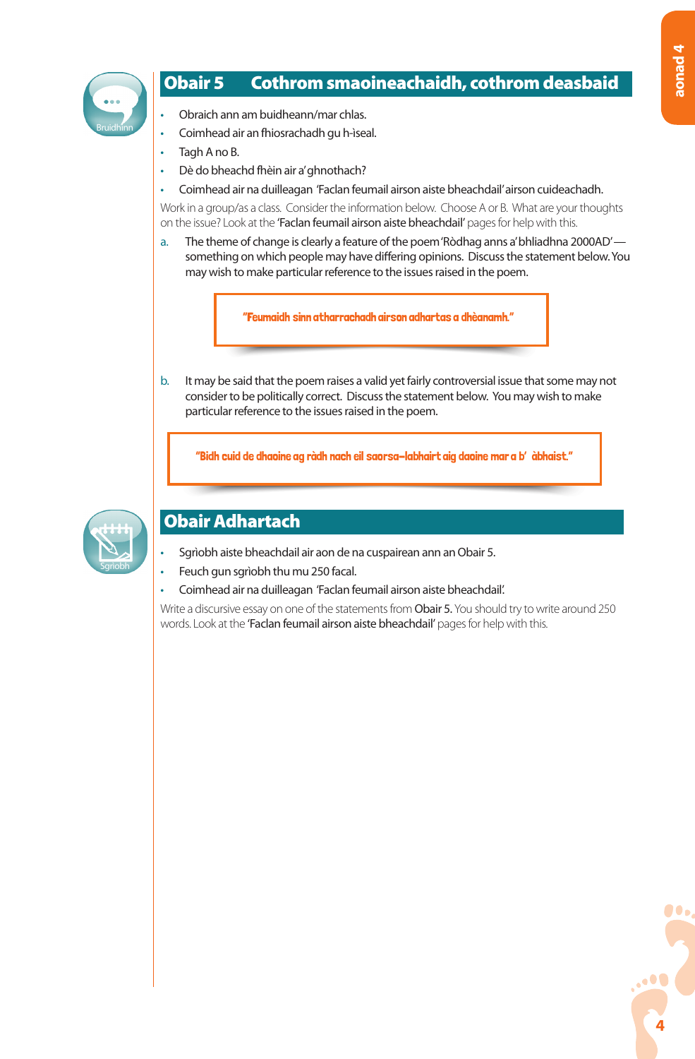## Obair 5 Cothrom smaoineachaidh, cothrom deasbaid

- Obraich ann am buidheann/mar chlas.
- Coimhead air an fhiosrachadh gu h-ìseal.
- Tagh A no B.
- Dè do bheachd fhèin air a' ghnothach?
- Coimhead air na duilleagan 'Faclan feumail airson aiste bheachdail' airson cuideachadh.

Work in a group/as a class. Consider the information below. Choose A or B. What are your thoughts on the issue? Look at the **'Faclan feumail airson aiste bheachdail'** pages for help with this.

a. The theme of change is clearly a feature of the poem 'Ròdhag anns a' bhliadhna 2000AD' — something on which people may have differing opinions. Discuss the statement below. You may wish to make particular reference to the issues raised in the poem.

> **"Feumaidh sinn atharrachadh airson adhartas a dhèanamh."**

b. It may be said that the poem raises a valid yet fairly controversial issue that some may not consider to be politically correct. Discuss the statement below. You may wish to make particular reference to the issues raised in the poem.

> **"Bidh cuid de dhaoine ag ràdh nach eil saorsa-labhairt aig daoine mar a b' àbhaist."**

## Obair Adhartach

- Sgrìobh aiste bheachdail air aon de na cuspairean ann an Obair 5.
- Feuch gun sgrìobh thu mu 250 facal.
- Coimhead air na duilleagan 'Faclan feumail airson aiste bheachdail'.

Write a discursive essay on one of the statements from **Obair 5**. You should try to write around 250 words. Look at the **'Faclan feumail airson aiste bheachdail'** pages for help with this.